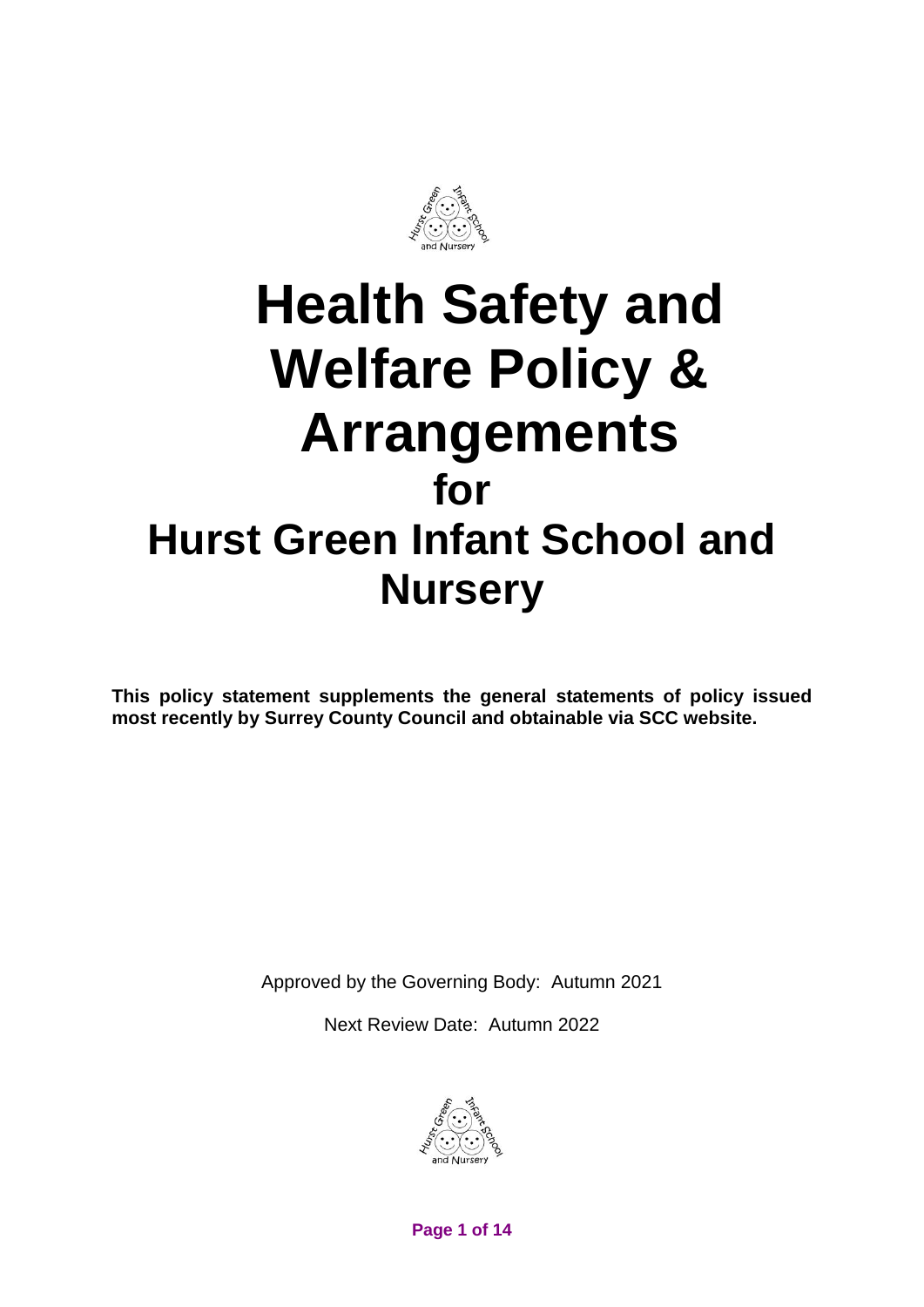# Health Safety and Welfare Policy & Arrangements

## for

# Hurst Green Infant School and Nursery

**This policy statement supplements the general statements of policy issued most recently by Surrey County Council and obtainable via SCC website.**

Approved by the Governing Body: Autumn 2021

Next Review Date: Autumn 2022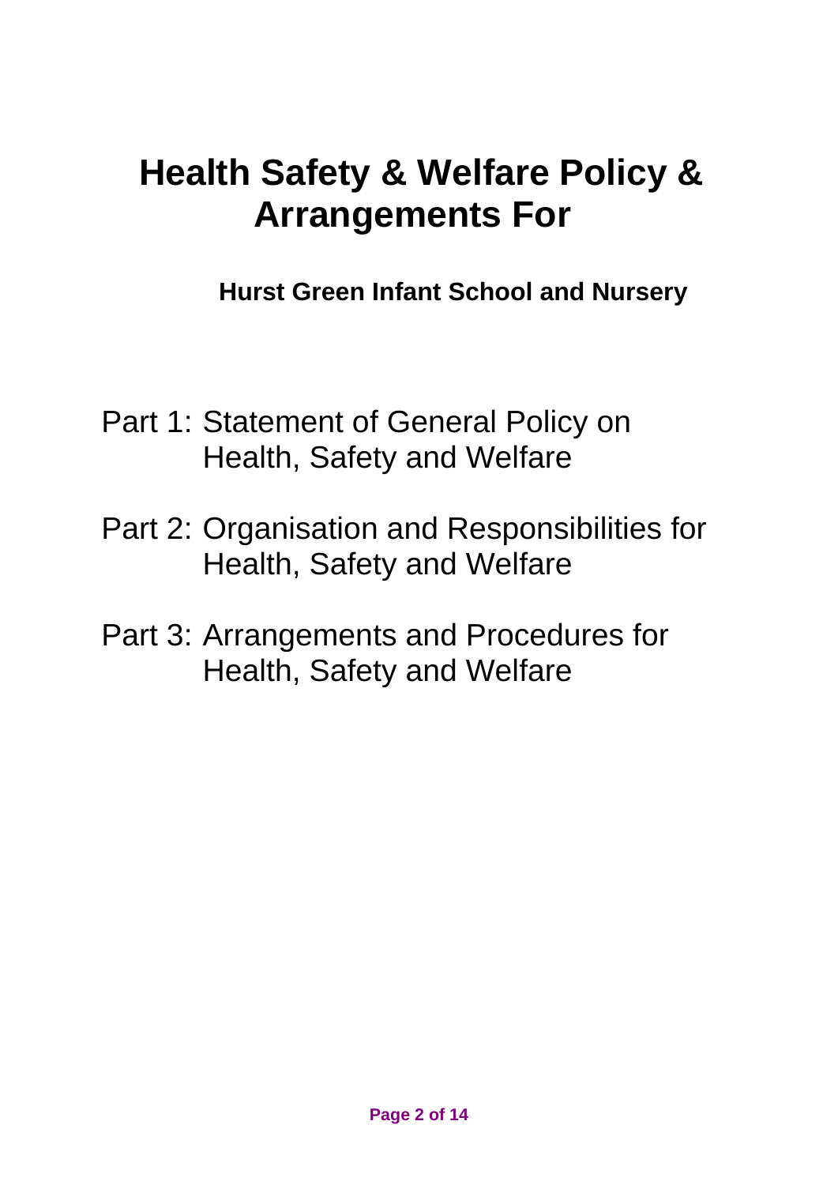# Health Safety & Welfare Policy & Arrangements For

**Hurst Green Infant School and Nursery**

Part 1: Statement of General Policy on Health, Safety and Welfare

Part 2: Organisation and Responsibilities for Health, Safety and Welfare

Part 3: Arrangements and Procedures for Health, Safety and Welfare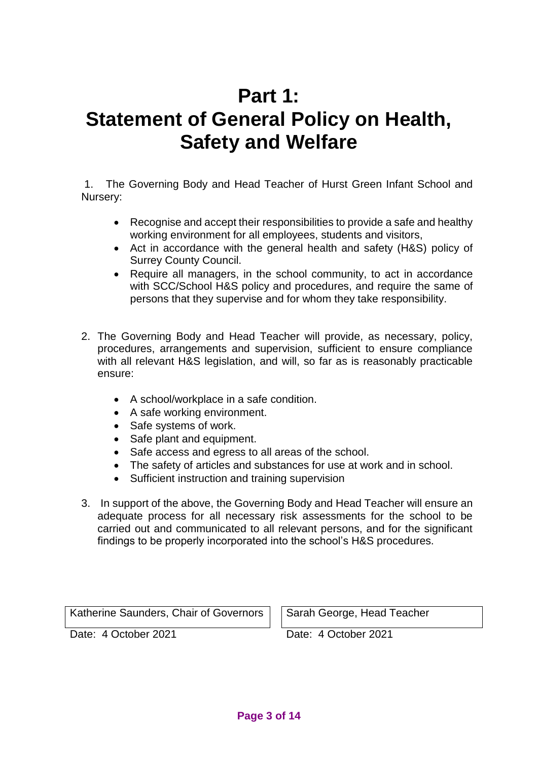# Part 1:
# Statement of General Policy on Health, Safety and Welfare

1. The Governing Body and Head Teacher of Hurst Green Infant School and Nursery:

   - Recognise and accept their responsibilities to provide a safe and healthy working environment for all employees, students and visitors,
   - Act in accordance with the general health and safety (H&S) policy of Surrey County Council.
   - Require all managers, in the school community, to act in accordance with SCC/School H&S policy and procedures, and require the same of persons that they supervise and for whom they take responsibility.

2. The Governing Body and Head Teacher will provide, as necessary, policy, procedures, arrangements and supervision, sufficient to ensure compliance with all relevant H&S legislation, and will, so far as is reasonably practicable ensure:

   - A school/workplace in a safe condition.
   - A safe working environment.
   - Safe systems of work.
   - Safe plant and equipment.
   - Safe access and egress to all areas of the school.
   - The safety of articles and substances for use at work and in school.
   - Sufficient instruction and training supervision

3. In support of the above, the Governing Body and Head Teacher will ensure an adequate process for all necessary risk assessments for the school to be carried out and communicated to all relevant persons, and for the significant findings to be properly incorporated into the school's H&S procedures.

| Katherine Saunders, Chair of Governors | Sarah George, Head Teacher |
|---|---|
| Date: 4 October 2021 | Date: 4 October 2021 |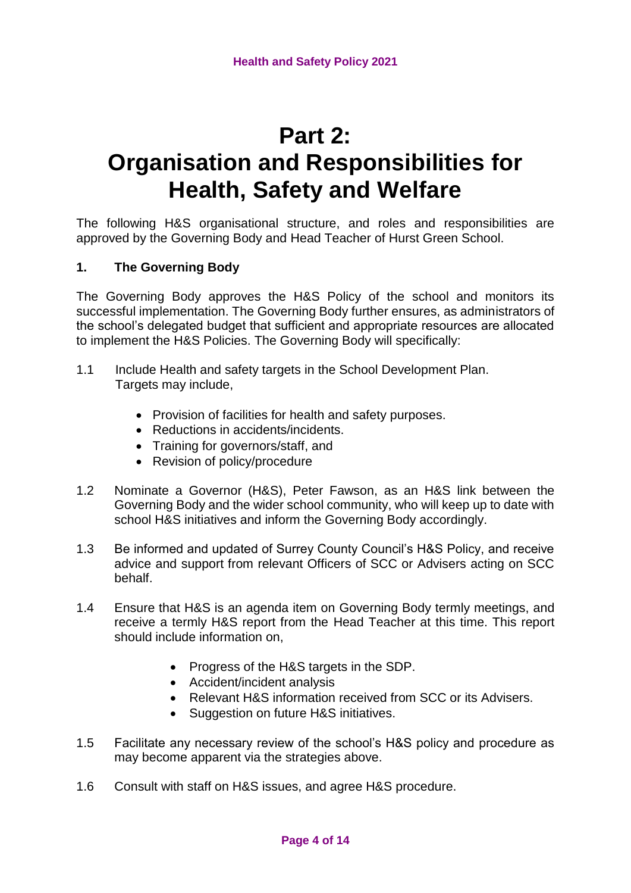# Part 2: Organisation and Responsibilities for Health, Safety and Welfare

The following H&S organisational structure, and roles and responsibilities are approved by the Governing Body and Head Teacher of Hurst Green School.

## 1. The Governing Body

The Governing Body approves the H&S Policy of the school and monitors its successful implementation. The Governing Body further ensures, as administrators of the school's delegated budget that sufficient and appropriate resources are allocated to implement the H&S Policies. The Governing Body will specifically:

1.1 Include Health and safety targets in the School Development Plan. Targets may include,

- Provision of facilities for health and safety purposes.
- Reductions in accidents/incidents.
- Training for governors/staff, and
- Revision of policy/procedure

1.2 Nominate a Governor (H&S), Peter Fawson, as an H&S link between the Governing Body and the wider school community, who will keep up to date with school H&S initiatives and inform the Governing Body accordingly.

1.3 Be informed and updated of Surrey County Council's H&S Policy, and receive advice and support from relevant Officers of SCC or Advisers acting on SCC behalf.

1.4 Ensure that H&S is an agenda item on Governing Body termly meetings, and receive a termly H&S report from the Head Teacher at this time. This report should include information on,

- Progress of the H&S targets in the SDP.
- Accident/incident analysis
- Relevant H&S information received from SCC or its Advisers.
- Suggestion on future H&S initiatives.

1.5 Facilitate any necessary review of the school's H&S policy and procedure as may become apparent via the strategies above.

1.6 Consult with staff on H&S issues, and agree H&S procedure.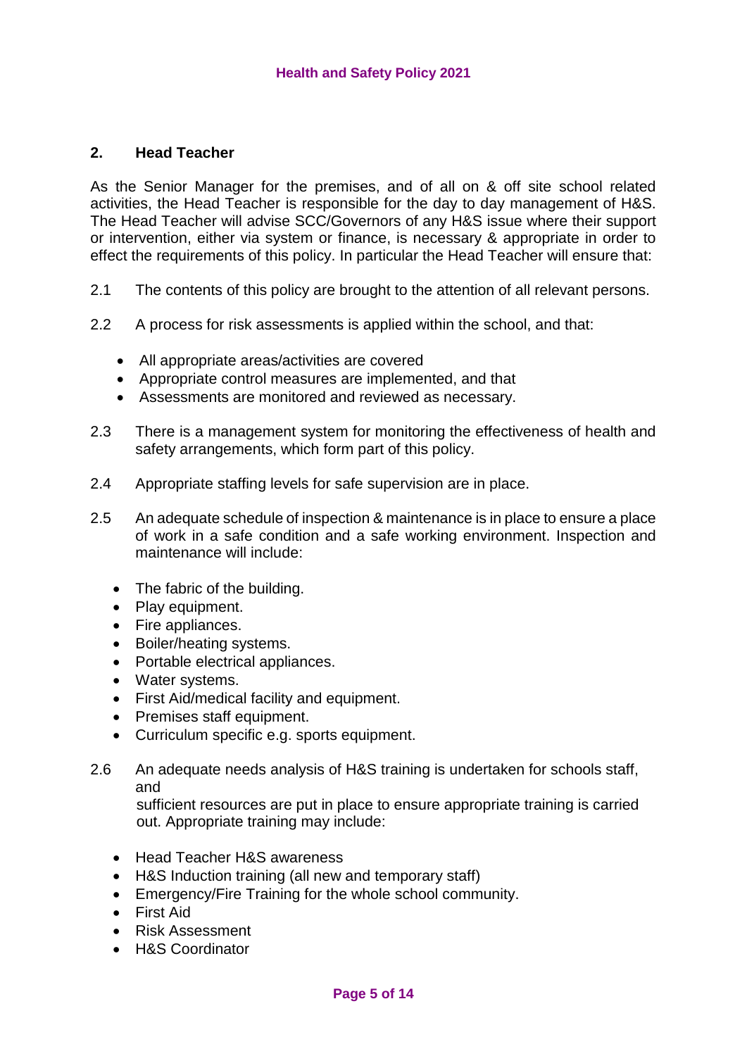## 2. Head Teacher

As the Senior Manager for the premises, and of all on & off site school related activities, the Head Teacher is responsible for the day to day management of H&S. The Head Teacher will advise SCC/Governors of any H&S issue where their support or intervention, either via system or finance, is necessary & appropriate in order to effect the requirements of this policy. In particular the Head Teacher will ensure that:

2.1 The contents of this policy are brought to the attention of all relevant persons.

2.2 A process for risk assessments is applied within the school, and that:

- All appropriate areas/activities are covered
- Appropriate control measures are implemented, and that
- Assessments are monitored and reviewed as necessary.

2.3 There is a management system for monitoring the effectiveness of health and safety arrangements, which form part of this policy.

2.4 Appropriate staffing levels for safe supervision are in place.

2.5 An adequate schedule of inspection & maintenance is in place to ensure a place of work in a safe condition and a safe working environment. Inspection and maintenance will include:

- The fabric of the building.
- Play equipment.
- Fire appliances.
- Boiler/heating systems.
- Portable electrical appliances.
- Water systems.
- First Aid/medical facility and equipment.
- Premises staff equipment.
- Curriculum specific e.g. sports equipment.

2.6 An adequate needs analysis of H&S training is undertaken for schools staff, and sufficient resources are put in place to ensure appropriate training is carried out. Appropriate training may include:

- Head Teacher H&S awareness
- H&S Induction training (all new and temporary staff)
- Emergency/Fire Training for the whole school community.
- First Aid
- Risk Assessment
- H&S Coordinator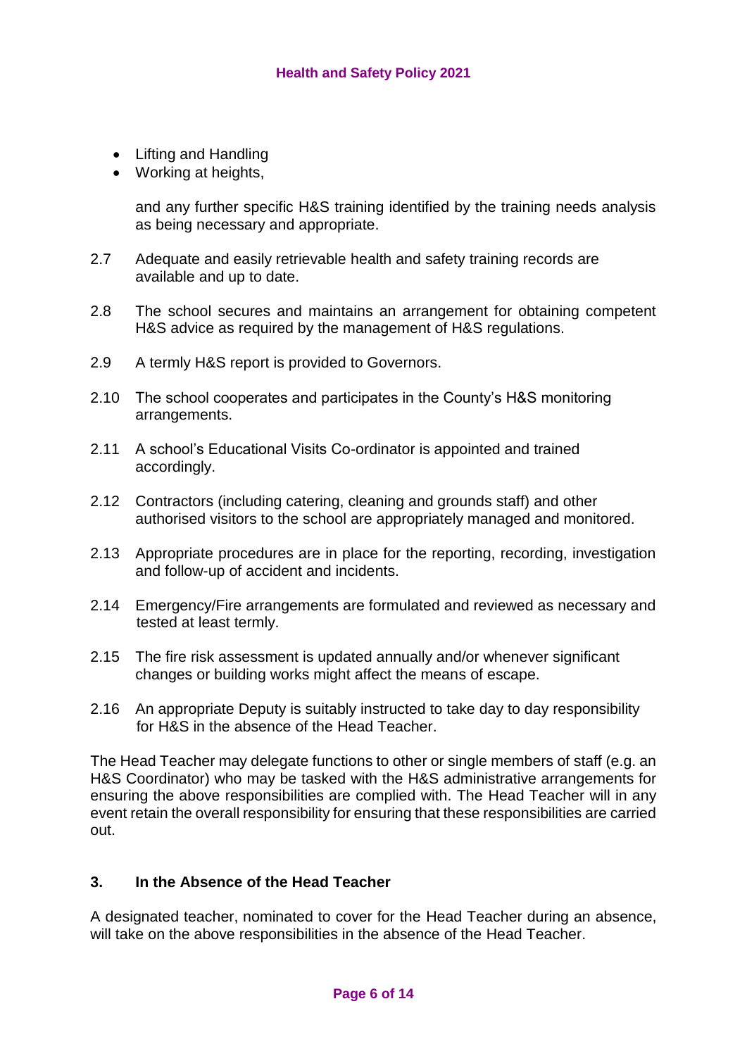- Lifting and Handling
- Working at heights,

  and any further specific H&S training identified by the training needs analysis as being necessary and appropriate.

2.7 Adequate and easily retrievable health and safety training records are available and up to date.

2.8 The school secures and maintains an arrangement for obtaining competent H&S advice as required by the management of H&S regulations.

2.9 A termly H&S report is provided to Governors.

2.10 The school cooperates and participates in the County's H&S monitoring arrangements.

2.11 A school's Educational Visits Co-ordinator is appointed and trained accordingly.

2.12 Contractors (including catering, cleaning and grounds staff) and other authorised visitors to the school are appropriately managed and monitored.

2.13 Appropriate procedures are in place for the reporting, recording, investigation and follow-up of accident and incidents.

2.14 Emergency/Fire arrangements are formulated and reviewed as necessary and tested at least termly.

2.15 The fire risk assessment is updated annually and/or whenever significant changes or building works might affect the means of escape.

2.16 An appropriate Deputy is suitably instructed to take day to day responsibility for H&S in the absence of the Head Teacher.

The Head Teacher may delegate functions to other or single members of staff (e.g. an H&S Coordinator) who may be tasked with the H&S administrative arrangements for ensuring the above responsibilities are complied with. The Head Teacher will in any event retain the overall responsibility for ensuring that these responsibilities are carried out.

## 3. In the Absence of the Head Teacher

A designated teacher, nominated to cover for the Head Teacher during an absence, will take on the above responsibilities in the absence of the Head Teacher.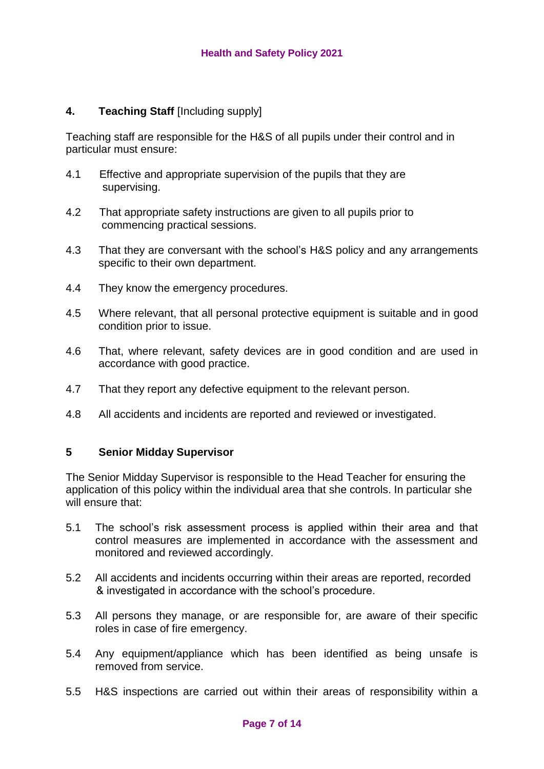## 4. Teaching Staff [Including supply]

Teaching staff are responsible for the H&S of all pupils under their control and in particular must ensure:

4.1 Effective and appropriate supervision of the pupils that they are supervising.

4.2 That appropriate safety instructions are given to all pupils prior to commencing practical sessions.

4.3 That they are conversant with the school's H&S policy and any arrangements specific to their own department.

4.4 They know the emergency procedures.

4.5 Where relevant, that all personal protective equipment is suitable and in good condition prior to issue.

4.6 That, where relevant, safety devices are in good condition and are used in accordance with good practice.

4.7 That they report any defective equipment to the relevant person.

4.8 All accidents and incidents are reported and reviewed or investigated.

## 5 Senior Midday Supervisor

The Senior Midday Supervisor is responsible to the Head Teacher for ensuring the application of this policy within the individual area that she controls. In particular she will ensure that:

5.1 The school's risk assessment process is applied within their area and that control measures are implemented in accordance with the assessment and monitored and reviewed accordingly.

5.2 All accidents and incidents occurring within their areas are reported, recorded & investigated in accordance with the school's procedure.

5.3 All persons they manage, or are responsible for, are aware of their specific roles in case of fire emergency.

5.4 Any equipment/appliance which has been identified as being unsafe is removed from service.

5.5 H&S inspections are carried out within their areas of responsibility within a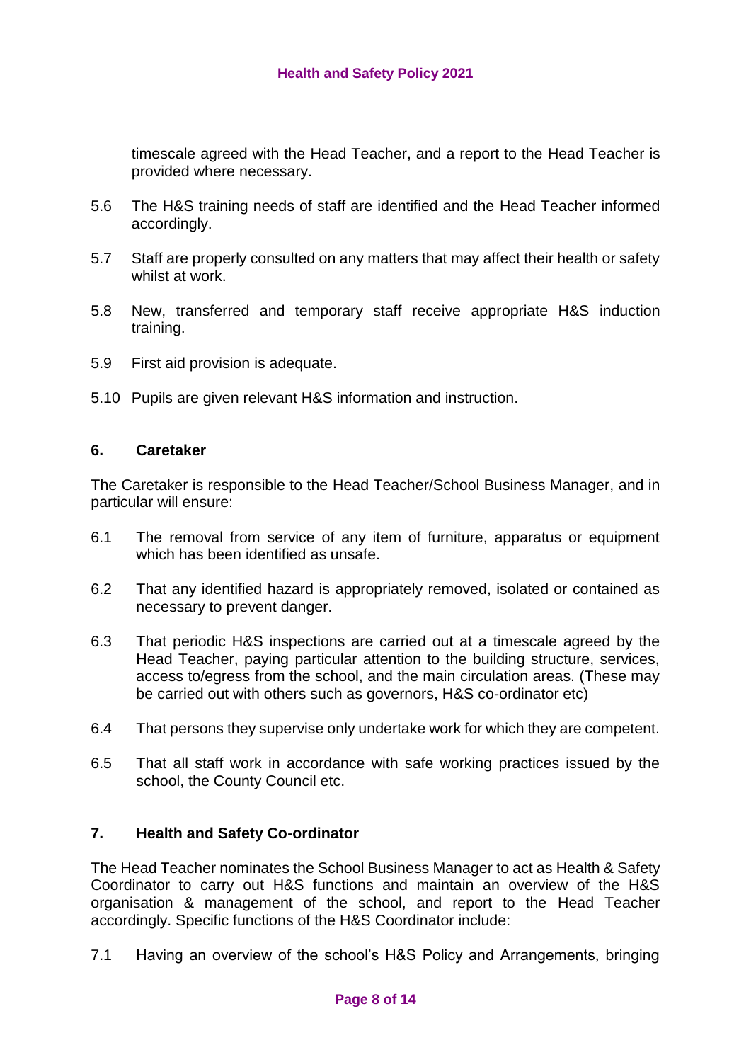timescale agreed with the Head Teacher, and a report to the Head Teacher is provided where necessary.

5.6 The H&S training needs of staff are identified and the Head Teacher informed accordingly.

5.7 Staff are properly consulted on any matters that may affect their health or safety whilst at work.

5.8 New, transferred and temporary staff receive appropriate H&S induction training.

5.9 First aid provision is adequate.

5.10 Pupils are given relevant H&S information and instruction.

## 6. Caretaker

The Caretaker is responsible to the Head Teacher/School Business Manager, and in particular will ensure:

6.1 The removal from service of any item of furniture, apparatus or equipment which has been identified as unsafe.

6.2 That any identified hazard is appropriately removed, isolated or contained as necessary to prevent danger.

6.3 That periodic H&S inspections are carried out at a timescale agreed by the Head Teacher, paying particular attention to the building structure, services, access to/egress from the school, and the main circulation areas. (These may be carried out with others such as governors, H&S co-ordinator etc)

6.4 That persons they supervise only undertake work for which they are competent.

6.5 That all staff work in accordance with safe working practices issued by the school, the County Council etc.

## 7. Health and Safety Co-ordinator

The Head Teacher nominates the School Business Manager to act as Health & Safety Coordinator to carry out H&S functions and maintain an overview of the H&S organisation & management of the school, and report to the Head Teacher accordingly. Specific functions of the H&S Coordinator include:

7.1 Having an overview of the school's H&S Policy and Arrangements, bringing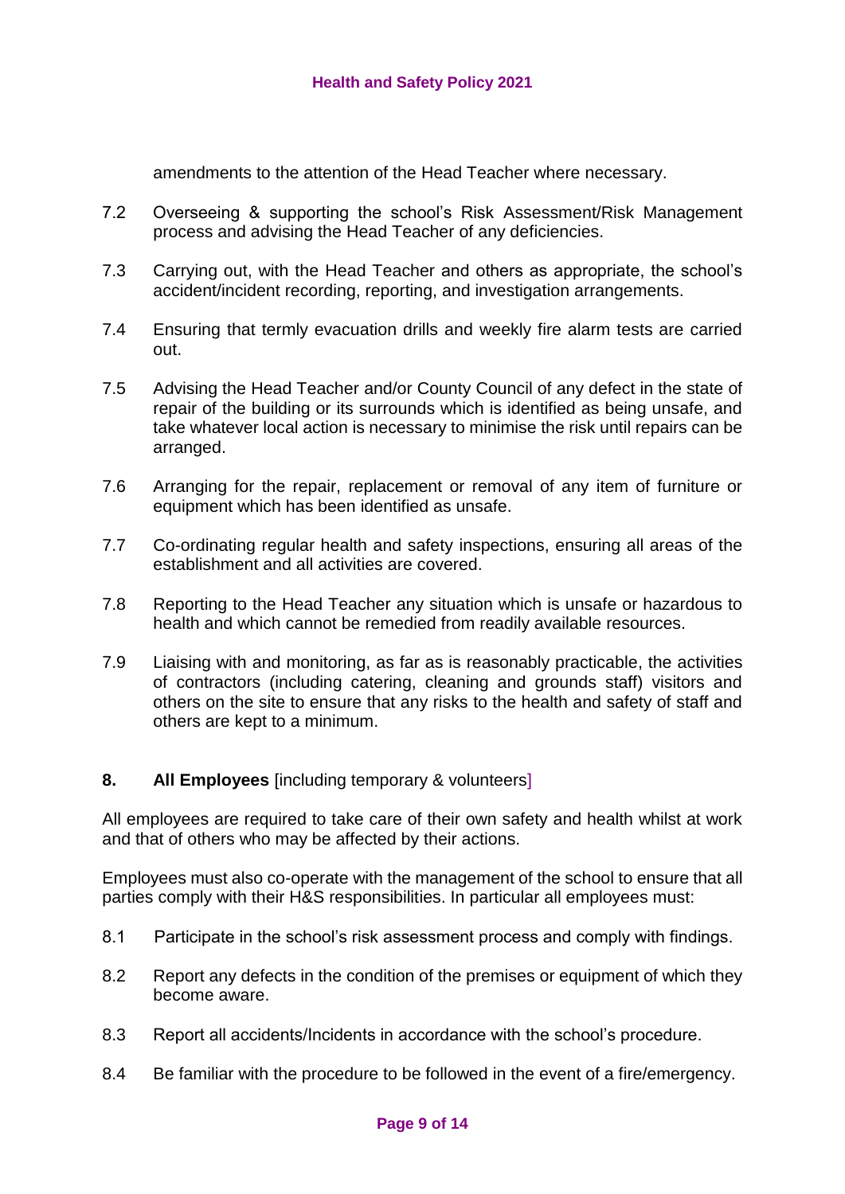amendments to the attention of the Head Teacher where necessary.

7.2 Overseeing & supporting the school's Risk Assessment/Risk Management process and advising the Head Teacher of any deficiencies.

7.3 Carrying out, with the Head Teacher and others as appropriate, the school's accident/incident recording, reporting, and investigation arrangements.

7.4 Ensuring that termly evacuation drills and weekly fire alarm tests are carried out.

7.5 Advising the Head Teacher and/or County Council of any defect in the state of repair of the building or its surrounds which is identified as being unsafe, and take whatever local action is necessary to minimise the risk until repairs can be arranged.

7.6 Arranging for the repair, replacement or removal of any item of furniture or equipment which has been identified as unsafe.

7.7 Co-ordinating regular health and safety inspections, ensuring all areas of the establishment and all activities are covered.

7.8 Reporting to the Head Teacher any situation which is unsafe or hazardous to health and which cannot be remedied from readily available resources.

7.9 Liaising with and monitoring, as far as is reasonably practicable, the activities of contractors (including catering, cleaning and grounds staff) visitors and others on the site to ensure that any risks to the health and safety of staff and others are kept to a minimum.

## 8. All Employees [including temporary & volunteers]

All employees are required to take care of their own safety and health whilst at work and that of others who may be affected by their actions.

Employees must also co-operate with the management of the school to ensure that all parties comply with their H&S responsibilities. In particular all employees must:

8.1 Participate in the school's risk assessment process and comply with findings.

8.2 Report any defects in the condition of the premises or equipment of which they become aware.

8.3 Report all accidents/Incidents in accordance with the school's procedure.

8.4 Be familiar with the procedure to be followed in the event of a fire/emergency.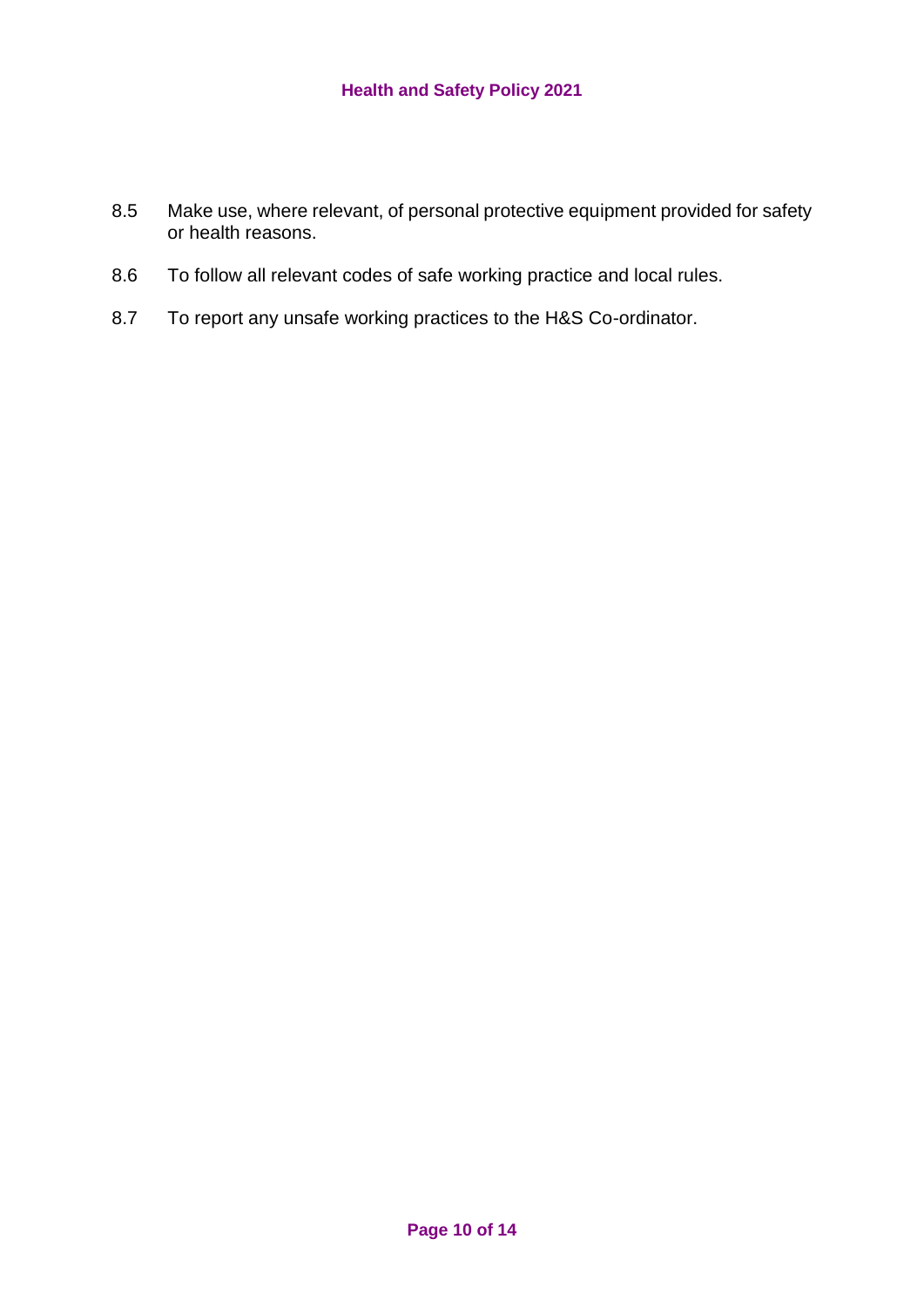8.5 Make use, where relevant, of personal protective equipment provided for safety or health reasons.

8.6 To follow all relevant codes of safe working practice and local rules.

8.7 To report any unsafe working practices to the H&S Co-ordinator.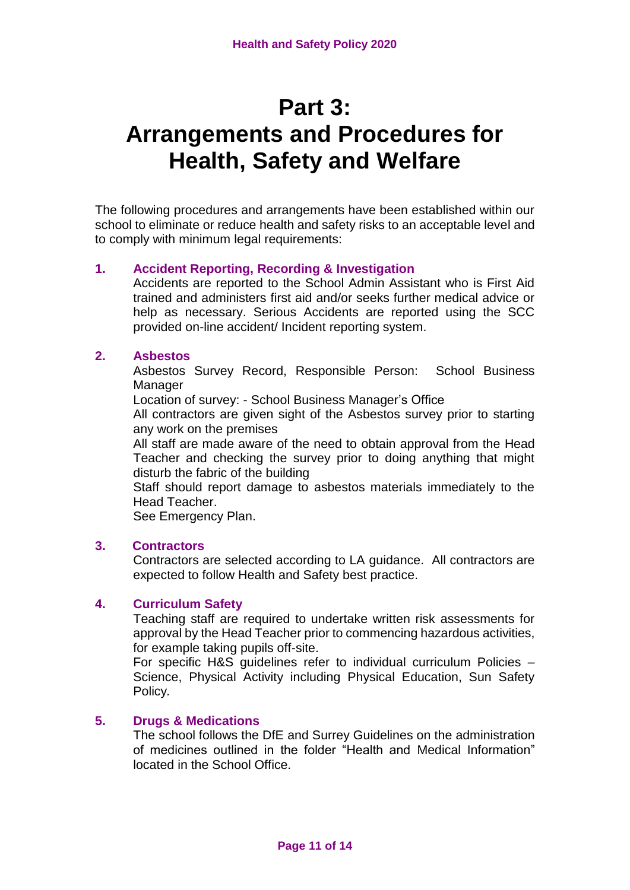# Part 3: Arrangements and Procedures for Health, Safety and Welfare

The following procedures and arrangements have been established within our school to eliminate or reduce health and safety risks to an acceptable level and to comply with minimum legal requirements:

## 1. Accident Reporting, Recording & Investigation

Accidents are reported to the School Admin Assistant who is First Aid trained and administers first aid and/or seeks further medical advice or help as necessary. Serious Accidents are reported using the SCC provided on-line accident/ Incident reporting system.

## 2. Asbestos

Asbestos Survey Record, Responsible Person: School Business Manager

Location of survey: - School Business Manager's Office

All contractors are given sight of the Asbestos survey prior to starting any work on the premises

All staff are made aware of the need to obtain approval from the Head Teacher and checking the survey prior to doing anything that might disturb the fabric of the building

Staff should report damage to asbestos materials immediately to the Head Teacher.

See Emergency Plan.

## 3. Contractors

Contractors are selected according to LA guidance. All contractors are expected to follow Health and Safety best practice.

## 4. Curriculum Safety

Teaching staff are required to undertake written risk assessments for approval by the Head Teacher prior to commencing hazardous activities, for example taking pupils off-site.

For specific H&S guidelines refer to individual curriculum Policies – Science, Physical Activity including Physical Education, Sun Safety Policy.

## 5. Drugs & Medications

The school follows the DfE and Surrey Guidelines on the administration of medicines outlined in the folder "Health and Medical Information" located in the School Office.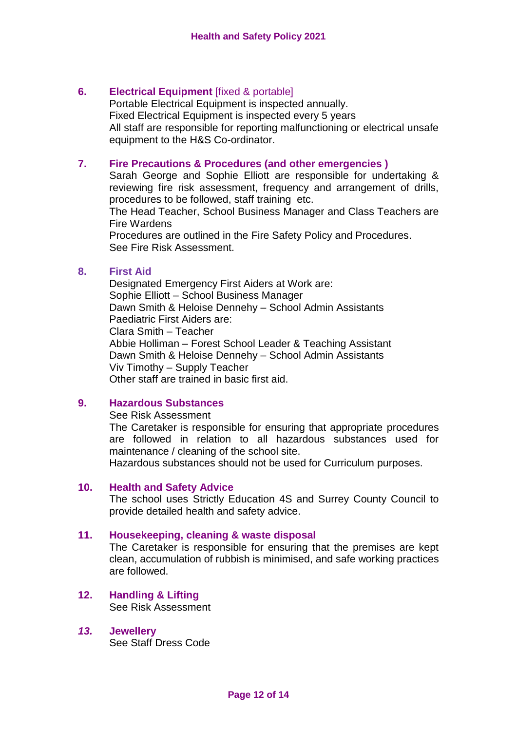## 6. Electrical Equipment [fixed & portable]

Portable Electrical Equipment is inspected annually.
Fixed Electrical Equipment is inspected every 5 years
All staff are responsible for reporting malfunctioning or electrical unsafe equipment to the H&S Co-ordinator.

## 7. Fire Precautions & Procedures (and other emergencies )

Sarah George and Sophie Elliott are responsible for undertaking & reviewing fire risk assessment, frequency and arrangement of drills, procedures to be followed, staff training etc.
The Head Teacher, School Business Manager and Class Teachers are Fire Wardens
Procedures are outlined in the Fire Safety Policy and Procedures.
See Fire Risk Assessment.

## 8. First Aid

Designated Emergency First Aiders at Work are:
Sophie Elliott – School Business Manager
Dawn Smith & Heloise Dennehy – School Admin Assistants
Paediatric First Aiders are:
Clara Smith – Teacher
Abbie Holliman – Forest School Leader & Teaching Assistant
Dawn Smith & Heloise Dennehy – School Admin Assistants
Viv Timothy – Supply Teacher
Other staff are trained in basic first aid.

## 9. Hazardous Substances

See Risk Assessment
The Caretaker is responsible for ensuring that appropriate procedures are followed in relation to all hazardous substances used for maintenance / cleaning of the school site.
Hazardous substances should not be used for Curriculum purposes.

## 10. Health and Safety Advice

The school uses Strictly Education 4S and Surrey County Council to provide detailed health and safety advice.

## 11. Housekeeping, cleaning & waste disposal

The Caretaker is responsible for ensuring that the premises are kept clean, accumulation of rubbish is minimised, and safe working practices are followed.

## 12. Handling & Lifting

See Risk Assessment

## *13.* Jewellery

See Staff Dress Code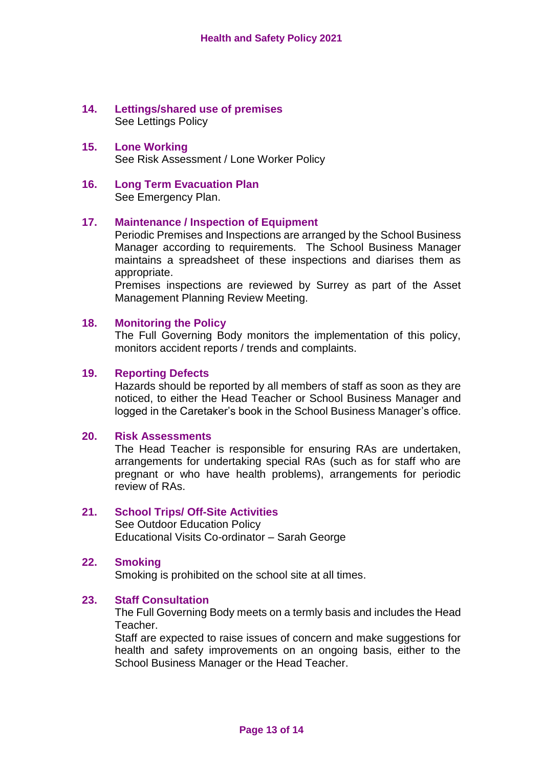## 14. Lettings/shared use of premises

See Lettings Policy

## 15. Lone Working

See Risk Assessment / Lone Worker Policy

## 16. Long Term Evacuation Plan

See Emergency Plan.

## 17. Maintenance / Inspection of Equipment

Periodic Premises and Inspections are arranged by the School Business Manager according to requirements. The School Business Manager maintains a spreadsheet of these inspections and diarises them as appropriate.

Premises inspections are reviewed by Surrey as part of the Asset Management Planning Review Meeting.

## 18. Monitoring the Policy

The Full Governing Body monitors the implementation of this policy, monitors accident reports / trends and complaints.

## 19. Reporting Defects

Hazards should be reported by all members of staff as soon as they are noticed, to either the Head Teacher or School Business Manager and logged in the Caretaker's book in the School Business Manager's office.

## 20. Risk Assessments

The Head Teacher is responsible for ensuring RAs are undertaken, arrangements for undertaking special RAs (such as for staff who are pregnant or who have health problems), arrangements for periodic review of RAs.

## 21. School Trips/ Off-Site Activities

See Outdoor Education Policy
Educational Visits Co-ordinator – Sarah George

## 22. Smoking

Smoking is prohibited on the school site at all times.

## 23. Staff Consultation

The Full Governing Body meets on a termly basis and includes the Head Teacher.

Staff are expected to raise issues of concern and make suggestions for health and safety improvements on an ongoing basis, either to the School Business Manager or the Head Teacher.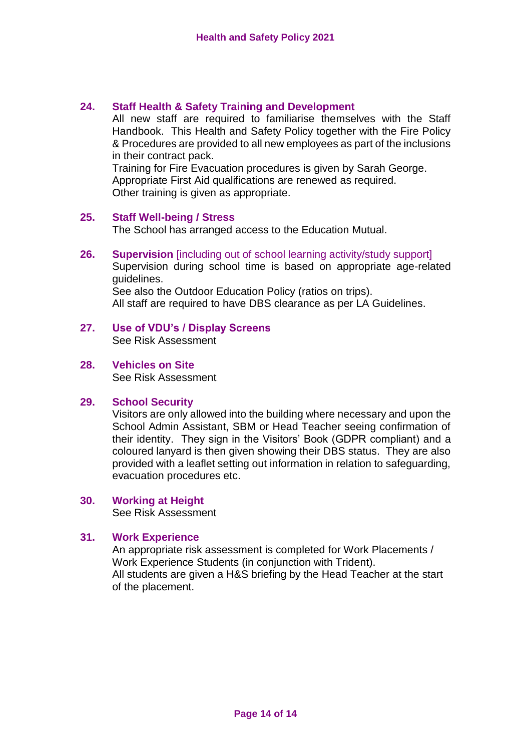## 24. Staff Health & Safety Training and Development

All new staff are required to familiarise themselves with the Staff Handbook. This Health and Safety Policy together with the Fire Policy & Procedures are provided to all new employees as part of the inclusions in their contract pack.

Training for Fire Evacuation procedures is given by Sarah George.

Appropriate First Aid qualifications are renewed as required.

Other training is given as appropriate.

## 25. Staff Well-being / Stress

The School has arranged access to the Education Mutual.

## 26. Supervision [including out of school learning activity/study support]

Supervision during school time is based on appropriate age-related guidelines.

See also the Outdoor Education Policy (ratios on trips).

All staff are required to have DBS clearance as per LA Guidelines.

## 27. Use of VDU's / Display Screens

See Risk Assessment

## 28. Vehicles on Site

See Risk Assessment

## 29. School Security

Visitors are only allowed into the building where necessary and upon the School Admin Assistant, SBM or Head Teacher seeing confirmation of their identity. They sign in the Visitors' Book (GDPR compliant) and a coloured lanyard is then given showing their DBS status. They are also provided with a leaflet setting out information in relation to safeguarding, evacuation procedures etc.

## 30. Working at Height

See Risk Assessment

## 31. Work Experience

An appropriate risk assessment is completed for Work Placements / Work Experience Students (in conjunction with Trident).

All students are given a H&S briefing by the Head Teacher at the start of the placement.